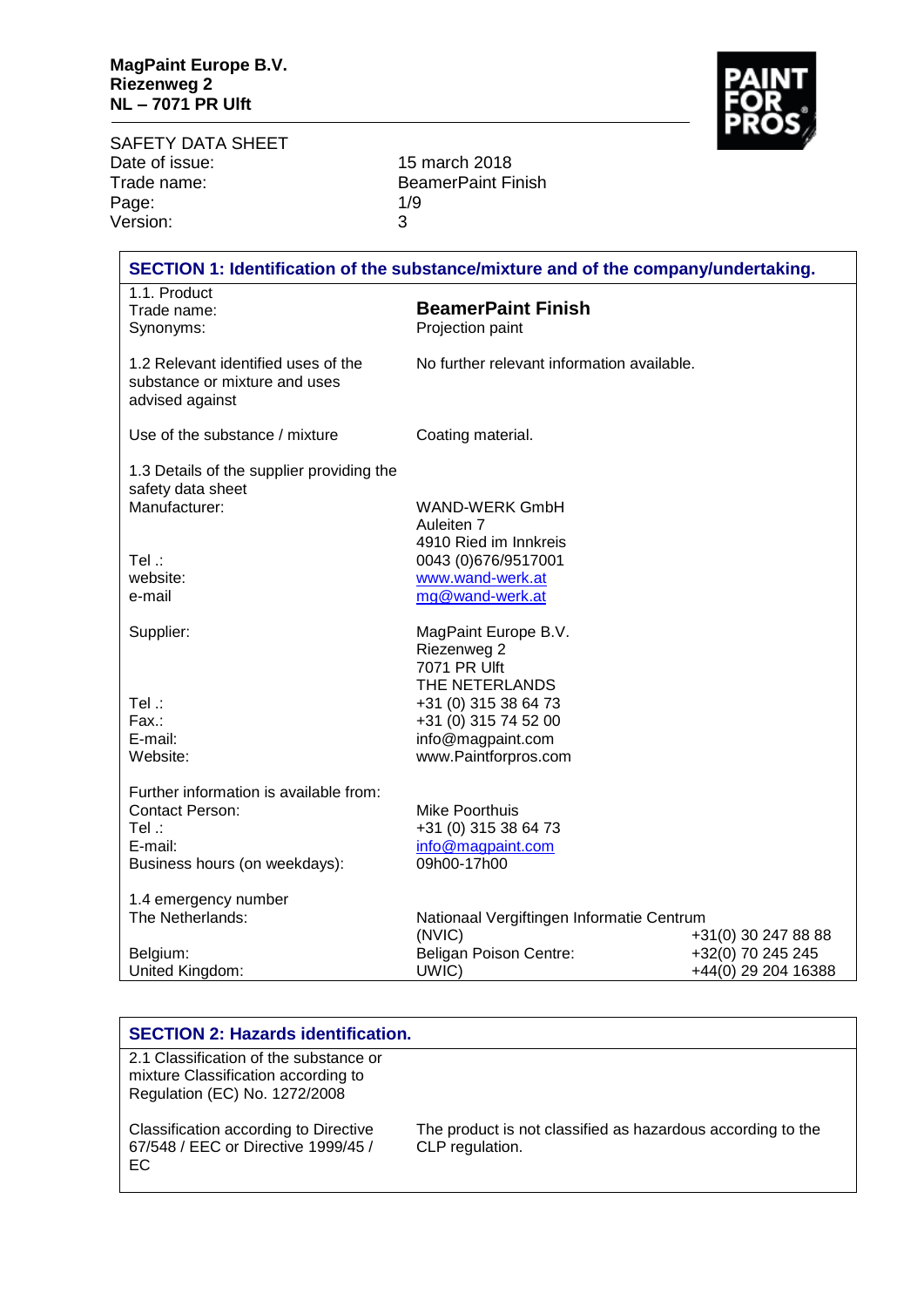**MagPaint Europe B.V.**
**Riezenweg 2**
**NL – 7071 PR Ulft**

SAFETY DATA SHEET

| | |
|---|---|
| Date of issue: | 15 march 2018 |
| Trade name: | BeamerPaint Finish |
| Page: | 1/9 |
| Version: | 3 |

## SECTION 1: Identification of the substance/mixture and of the company/undertaking.

| | | |
|---|---|---|
| 1.1. Product | | |
| Trade name: | **BeamerPaint Finish** | |
| Synonyms: | Projection paint | |
| 1.2 Relevant identified uses of the substance or mixture and uses advised against | No further relevant information available. | |
| Use of the substance / mixture | Coating material. | |
| 1.3 Details of the supplier providing the safety data sheet | | |
| Manufacturer: | WAND-WERK GmbH<br>Auleiten 7<br>4910 Ried im Innkreis | |
| Tel .: | 0043 (0)676/9517001 | |
| website: | www.wand-werk.at | |
| e-mail | mg@wand-werk.at | |
| Supplier: | MagPaint Europe B.V.<br>Riezenweg 2<br>7071 PR Ulft<br>THE NETERLANDS | |
| Tel .: | +31 (0) 315 38 64 73 | |
| Fax.: | +31 (0) 315 74 52 00 | |
| E-mail: | info@magpaint.com | |
| Website: | www.Paintforpros.com | |
| Further information is available from: | | |
| Contact Person: | Mike Poorthuis | |
| Tel .: | +31 (0) 315 38 64 73 | |
| E-mail: | info@magpaint.com | |
| Business hours (on weekdays): | 09h00-17h00 | |
| 1.4 emergency number | | |
| The Netherlands: | Nationaal Vergiftingen Informatie Centrum (NVIC) | +31(0) 30 247 88 88 |
| Belgium: | Beligan Poison Centre: | +32(0) 70 245 245 |
| United Kingdom: | UWIC) | +44(0) 29 204 16388 |

## SECTION 2: Hazards identification.

| | |
|---|---|
| 2.1 Classification of the substance or mixture Classification according to Regulation (EC) No. 1272/2008 | |
| Classification according to Directive 67/548 / EEC or Directive 1999/45 / EC | The product is not classified as hazardous according to the CLP regulation. |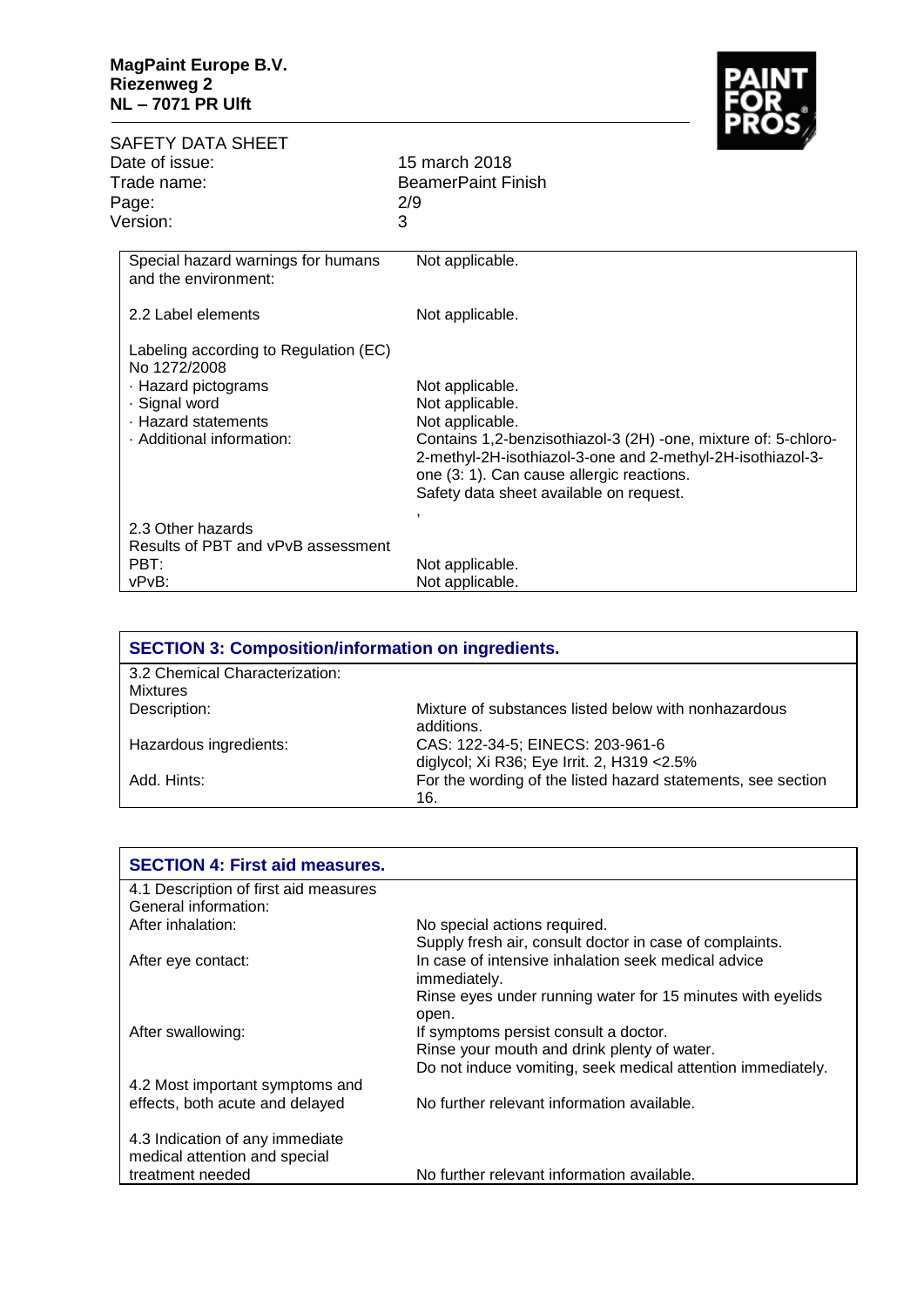| | |
|---|---|
| Special hazard warnings for humans and the environment: | Not applicable. |
| 2.2 Label elements | Not applicable. |
| Labeling according to Regulation (EC) No 1272/2008 | |
| · Hazard pictograms | Not applicable. |
| · Signal word | Not applicable. |
| · Hazard statements | Not applicable. |
| · Additional information: | Contains 1,2-benzisothiazol-3 (2H) -one, mixture of: 5-chloro-2-methyl-2H-isothiazol-3-one and 2-methyl-2H-isothiazol-3-one (3: 1). Can cause allergic reactions. Safety data sheet available on request. , |
| 2.3 Other hazards | |
| Results of PBT and vPvB assessment | |
| PBT: | Not applicable. |
| vPvB: | Not applicable. |

## SECTION 3: Composition/information on ingredients.

| | |
|---|---|
| 3.2 Chemical Characterization: Mixtures | |
| Description: | Mixture of substances listed below with nonhazardous additions. |
| Hazardous ingredients: | CAS: 122-34-5; EINECS: 203-961-6 diglycol; Xi R36; Eye Irrit. 2, H319 <2.5% |
| Add. Hints: | For the wording of the listed hazard statements, see section 16. |

## SECTION 4: First aid measures.

| | |
|---|---|
| 4.1 Description of first aid measures | |
| General information: | |
| After inhalation: | No special actions required. Supply fresh air, consult doctor in case of complaints. |
| After eye contact: | In case of intensive inhalation seek medical advice immediately. Rinse eyes under running water for 15 minutes with eyelids open. |
| After swallowing: | If symptoms persist consult a doctor. Rinse your mouth and drink plenty of water. Do not induce vomiting, seek medical attention immediately. |
| 4.2 Most important symptoms and effects, both acute and delayed | No further relevant information available. |
| 4.3 Indication of any immediate medical attention and special treatment needed | No further relevant information available. |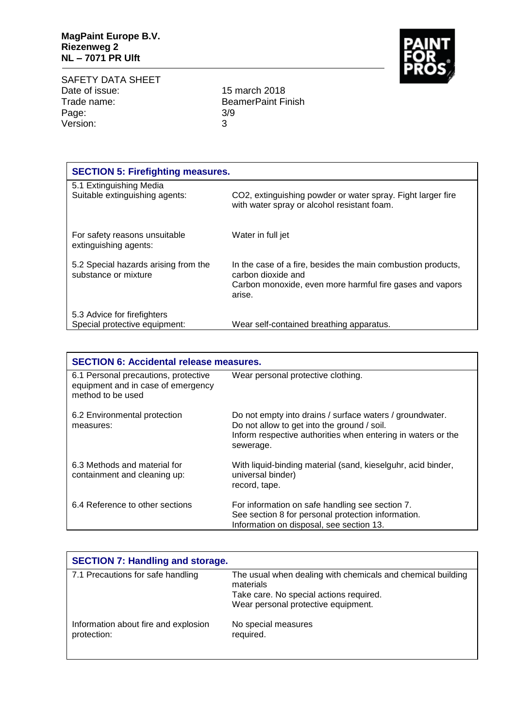## SECTION 5: Firefighting measures.

| | |
|---|---|
| 5.1 Extinguishing Media<br>Suitable extinguishing agents: | $CO_2$, extinguishing powder or water spray. Fight larger fire with water spray or alcohol resistant foam. |
| For safety reasons unsuitable extinguishing agents: | Water in full jet |
| 5.2 Special hazards arising from the substance or mixture | In the case of a fire, besides the main combustion products, carbon dioxide and<br>Carbon monoxide, even more harmful fire gases and vapors arise. |
| 5.3 Advice for firefighters<br>Special protective equipment: | Wear self-contained breathing apparatus. |

## SECTION 6: Accidental release measures.

| | |
|---|---|
| 6.1 Personal precautions, protective equipment and in case of emergency method to be used | Wear personal protective clothing. |
| 6.2 Environmental protection measures: | Do not empty into drains / surface waters / groundwater.<br>Do not allow to get into the ground / soil.<br>Inform respective authorities when entering in waters or the sewerage. |
| 6.3 Methods and material for containment and cleaning up: | With liquid-binding material (sand, kieselguhr, acid binder, universal binder)<br>record, tape. |
| 6.4 Reference to other sections | For information on safe handling see section 7.<br>See section 8 for personal protection information.<br>Information on disposal, see section 13. |

## SECTION 7: Handling and storage.

| | |
|---|---|
| 7.1 Precautions for safe handling | The usual when dealing with chemicals and chemical building materials<br>Take care. No special actions required.<br>Wear personal protective equipment. |
| Information about fire and explosion protection: | No special measures required. |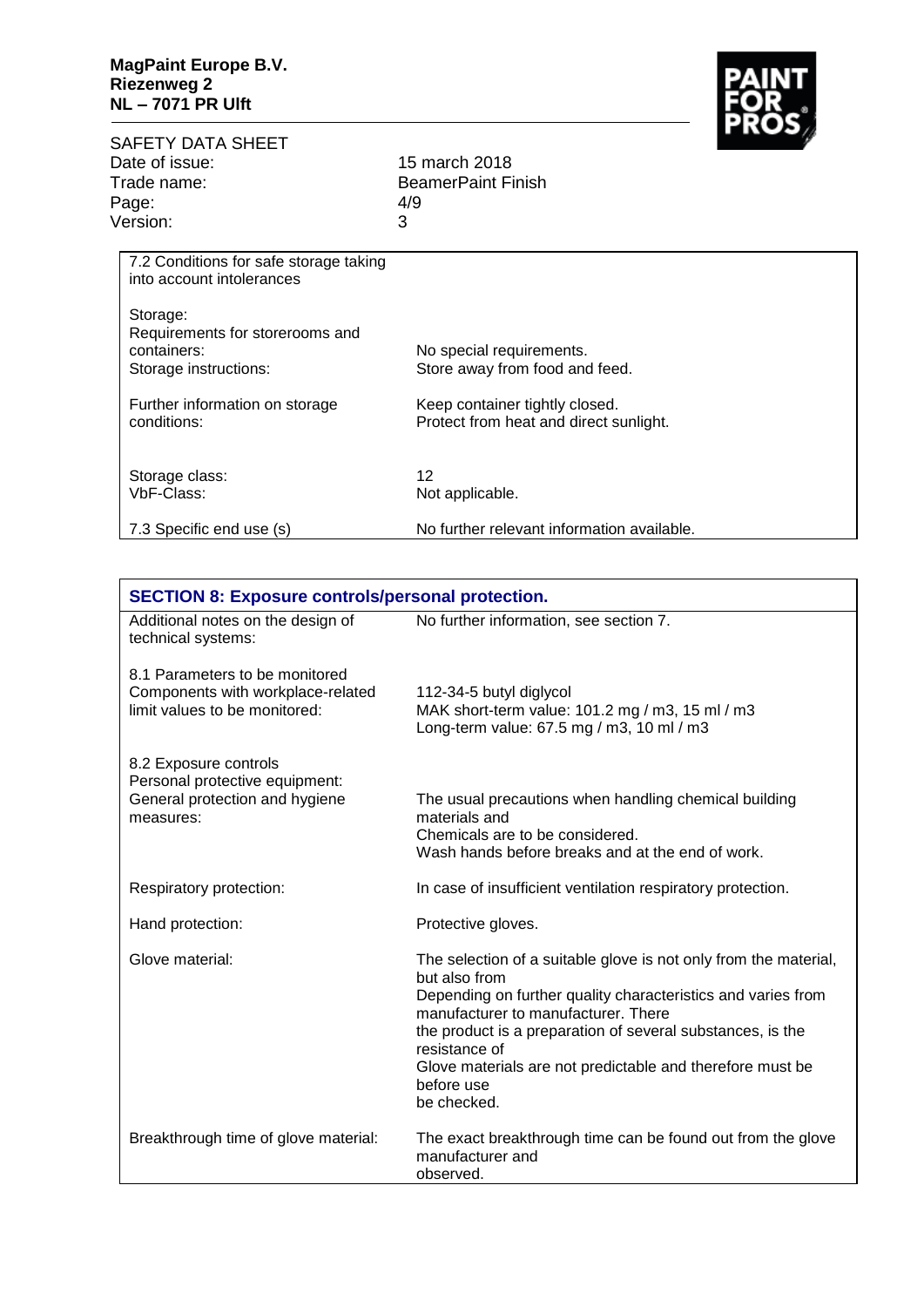| 7.2 Conditions for safe storage taking into account intolerances | |
|---|---|
| Storage: | |
| Requirements for storerooms and containers: | No special requirements. |
| Storage instructions: | Store away from food and feed. |
| Further information on storage conditions: | Keep container tightly closed.<br>Protect from heat and direct sunlight. |
| Storage class: | 12 |
| VbF-Class: | Not applicable. |
| 7.3 Specific end use (s) | No further relevant information available. |

## SECTION 8: Exposure controls/personal protection.

| | |
|---|---|
| Additional notes on the design of technical systems: | No further information, see section 7. |
| 8.1 Parameters to be monitored<br>Components with workplace-related limit values to be monitored: | 112-34-5 butyl diglycol<br>MAK short-term value: 101.2 mg / m3, 15 ml / m3<br>Long-term value: 67.5 mg / m3, 10 ml / m3 |
| 8.2 Exposure controls<br>Personal protective equipment:<br>General protection and hygiene measures: | The usual precautions when handling chemical building materials and<br>Chemicals are to be considered.<br>Wash hands before breaks and at the end of work. |
| Respiratory protection: | In case of insufficient ventilation respiratory protection. |
| Hand protection: | Protective gloves. |
| Glove material: | The selection of a suitable glove is not only from the material, but also from<br>Depending on further quality characteristics and varies from manufacturer to manufacturer. There<br>the product is a preparation of several substances, is the resistance of<br>Glove materials are not predictable and therefore must be before use<br>be checked. |
| Breakthrough time of glove material: | The exact breakthrough time can be found out from the glove manufacturer and<br>observed. |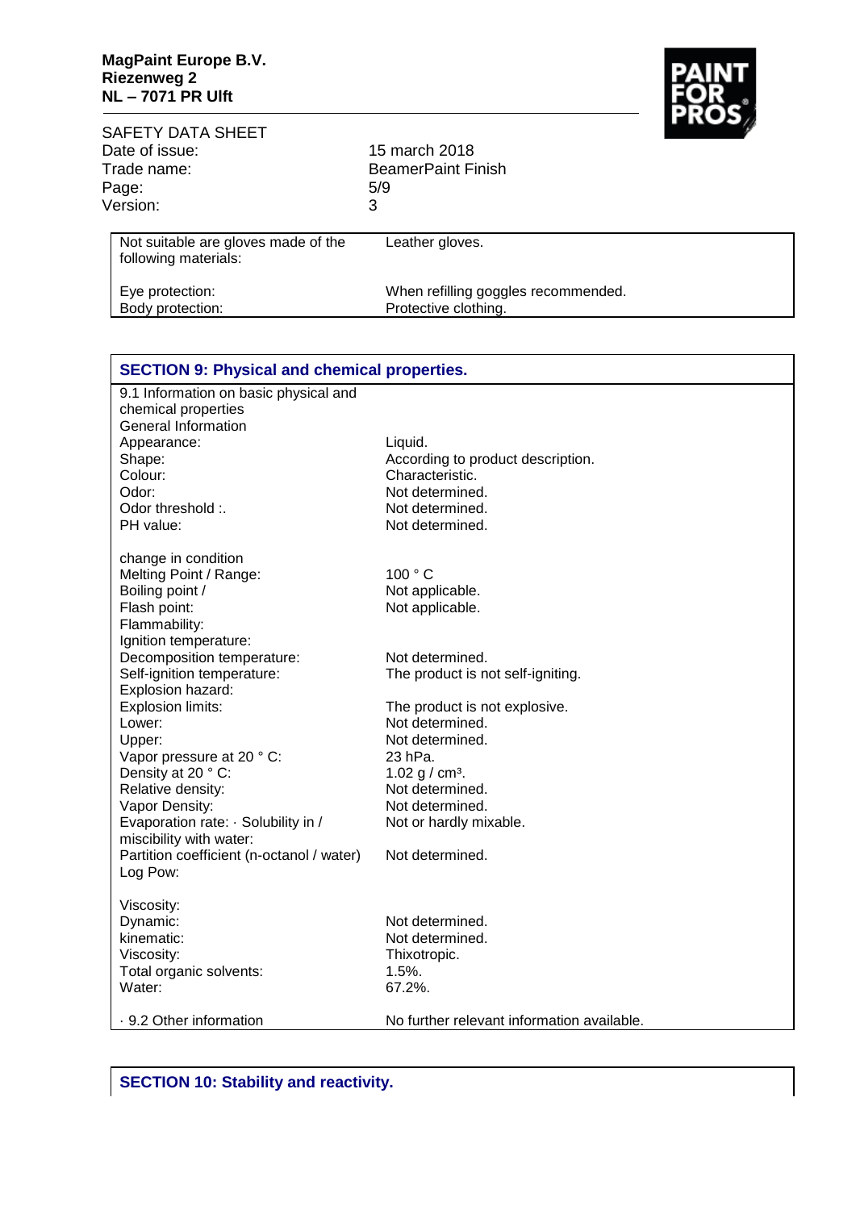| | |
|---|---|
| Not suitable are gloves made of the following materials: | Leather gloves. |
| Eye protection: | When refilling goggles recommended. |
| Body protection: | Protective clothing. |

## SECTION 9: Physical and chemical properties.

| | |
|---|---|
| 9.1 Information on basic physical and chemical properties | |
| General Information | |
| Appearance: | Liquid. |
| Shape: | According to product description. |
| Colour: | Characteristic. |
| Odor: | Not determined. |
| Odor threshold :. | Not determined. |
| PH value: | Not determined. |
| | |
| change in condition | |
| Melting Point / Range: | 100 ° C |
| Boiling point / | Not applicable. |
| Flash point: | Not applicable. |
| Flammability: | |
| Ignition temperature: | |
| Decomposition temperature: | Not determined. |
| Self-ignition temperature: | The product is not self-igniting. |
| Explosion hazard: | |
| Explosion limits: | The product is not explosive. |
| Lower: | Not determined. |
| Upper: | Not determined. |
| Vapor pressure at 20 ° C: | 23 hPa. |
| Density at 20 ° C: | 1.02 g / cm³. |
| Relative density: | Not determined. |
| Vapor Density: | Not determined. |
| Evaporation rate: · Solubility in / miscibility with water: | Not or hardly mixable. |
| Partition coefficient (n-octanol / water) Log Pow: | Not determined. |
| | |
| Viscosity: | |
| Dynamic: | Not determined. |
| kinematic: | Not determined. |
| Viscosity: | Thixotropic. |
| Total organic solvents: | 1.5%. |
| Water: | 67.2%. |
| | |
| · 9.2 Other information | No further relevant information available. |

## SECTION 10: Stability and reactivity.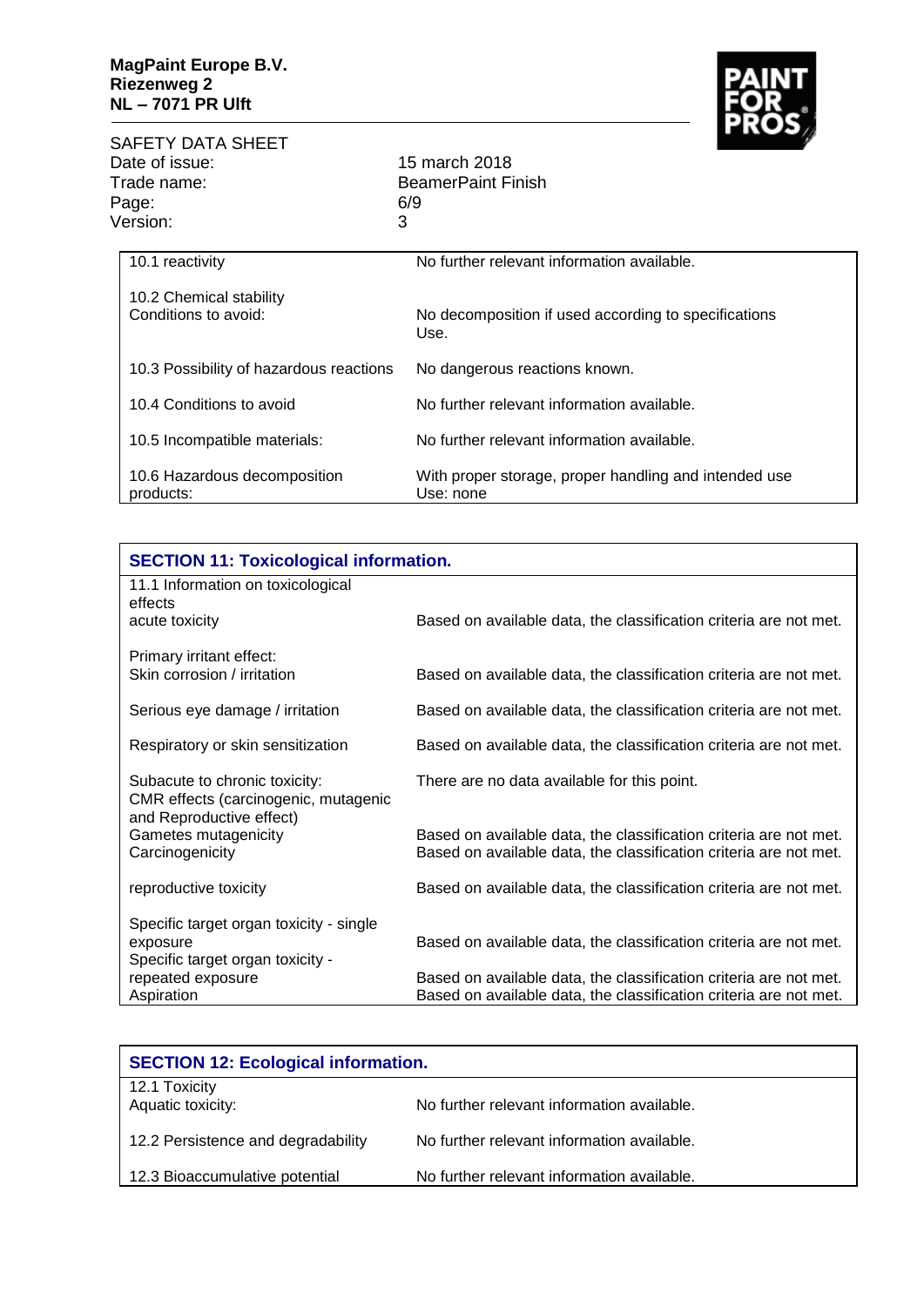| | |
|---|---|
| 10.1 reactivity | No further relevant information available. |
| 10.2 Chemical stability<br>Conditions to avoid: | No decomposition if used according to specifications Use. |
| 10.3 Possibility of hazardous reactions | No dangerous reactions known. |
| 10.4 Conditions to avoid | No further relevant information available. |
| 10.5 Incompatible materials: | No further relevant information available. |
| 10.6 Hazardous decomposition products: | With proper storage, proper handling and intended use Use: none |

## SECTION 11: Toxicological information.

| | |
|---|---|
| 11.1 Information on toxicological effects<br>acute toxicity | Based on available data, the classification criteria are not met. |
| Primary irritant effect:<br>Skin corrosion / irritation | Based on available data, the classification criteria are not met. |
| Serious eye damage / irritation | Based on available data, the classification criteria are not met. |
| Respiratory or skin sensitization | Based on available data, the classification criteria are not met. |
| Subacute to chronic toxicity: | There are no data available for this point. |
| CMR effects (carcinogenic, mutagenic and Reproductive effect)<br>Gametes mutagenicity | Based on available data, the classification criteria are not met. |
| Carcinogenicity | Based on available data, the classification criteria are not met. |
| reproductive toxicity | Based on available data, the classification criteria are not met. |
| Specific target organ toxicity - single exposure | Based on available data, the classification criteria are not met. |
| Specific target organ toxicity - repeated exposure | Based on available data, the classification criteria are not met. |
| Aspiration | Based on available data, the classification criteria are not met. |

## SECTION 12: Ecological information.

| | |
|---|---|
| 12.1 Toxicity<br>Aquatic toxicity: | No further relevant information available. |
| 12.2 Persistence and degradability | No further relevant information available. |
| 12.3 Bioaccumulative potential | No further relevant information available. |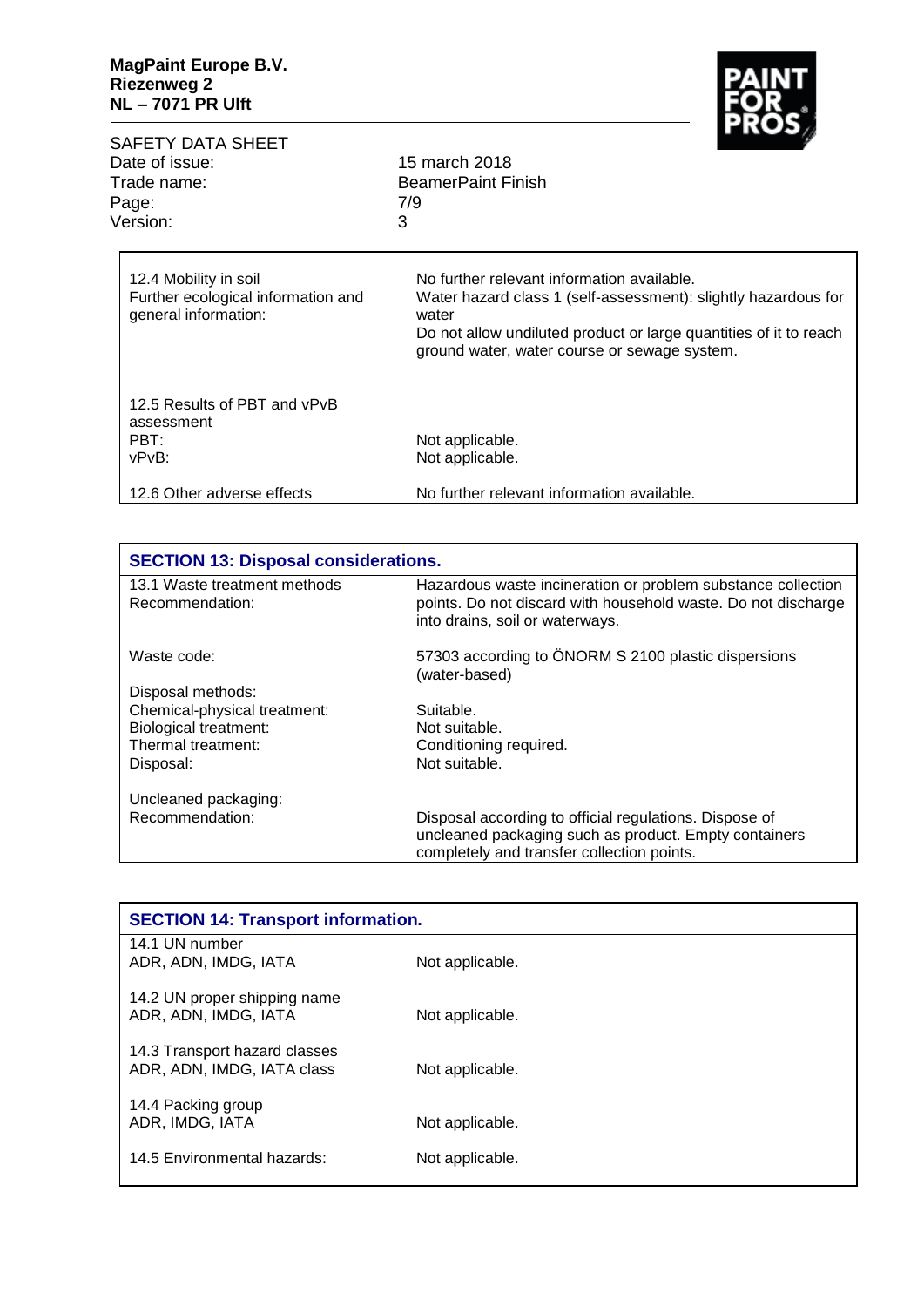| | |
|---|---|
| 12.4 Mobility in soil | No further relevant information available. |
| Further ecological information and general information: | Water hazard class 1 (self-assessment): slightly hazardous for water<br>Do not allow undiluted product or large quantities of it to reach ground water, water course or sewage system. |
| 12.5 Results of PBT and vPvB assessment | |
| PBT: | Not applicable. |
| vPvB: | Not applicable. |
| 12.6 Other adverse effects | No further relevant information available. |

## SECTION 13: Disposal considerations.

| | |
|---|---|
| 13.1 Waste treatment methods<br>Recommendation: | Hazardous waste incineration or problem substance collection points. Do not discard with household waste. Do not discharge into drains, soil or waterways. |
| Waste code: | 57303 according to ÖNORM S 2100 plastic dispersions (water-based) |
| Disposal methods: | |
| Chemical-physical treatment: | Suitable. |
| Biological treatment: | Not suitable. |
| Thermal treatment: | Conditioning required. |
| Disposal: | Not suitable. |
| Uncleaned packaging: | |
| Recommendation: | Disposal according to official regulations. Dispose of uncleaned packaging such as product. Empty containers completely and transfer collection points. |

## SECTION 14: Transport information.

| | |
|---|---|
| 14.1 UN number<br>ADR, ADN, IMDG, IATA | Not applicable. |
| 14.2 UN proper shipping name<br>ADR, ADN, IMDG, IATA | Not applicable. |
| 14.3 Transport hazard classes<br>ADR, ADN, IMDG, IATA class | Not applicable. |
| 14.4 Packing group<br>ADR, IMDG, IATA | Not applicable. |
| 14.5 Environmental hazards: | Not applicable. |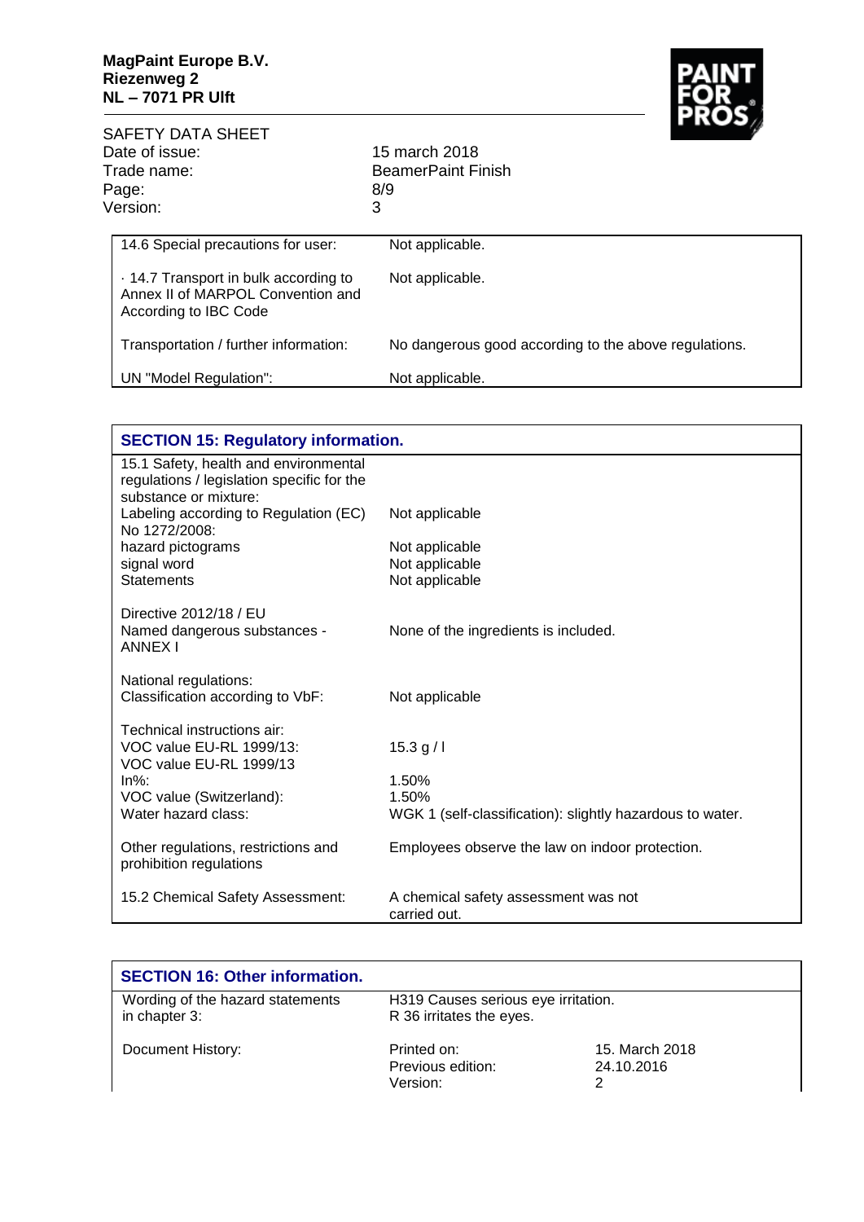| | |
|---|---|
| 14.6 Special precautions for user: | Not applicable. |
| · 14.7 Transport in bulk according to Annex II of MARPOL Convention and According to IBC Code | Not applicable. |
| Transportation / further information: | No dangerous good according to the above regulations. |
| UN "Model Regulation": | Not applicable. |

## SECTION 15: Regulatory information.

| | |
|---|---|
| 15.1 Safety, health and environmental regulations / legislation specific for the substance or mixture: | |
| Labeling according to Regulation (EC) No 1272/2008: | Not applicable |
| hazard pictograms | Not applicable |
| signal word | Not applicable |
| Statements | Not applicable |
| Directive 2012/18 / EU | |
| Named dangerous substances - ANNEX I | None of the ingredients is included. |
| National regulations: | |
| Classification according to VbF: | Not applicable |
| Technical instructions air: | |
| VOC value EU-RL 1999/13: | 15.3 g / l |
| VOC value EU-RL 1999/13 In%: | 1.50% |
| VOC value (Switzerland): | 1.50% |
| Water hazard class: | WGK 1 (self-classification): slightly hazardous to water. |
| Other regulations, restrictions and prohibition regulations | Employees observe the law on indoor protection. |
| 15.2 Chemical Safety Assessment: | A chemical safety assessment was not carried out. |

## SECTION 16: Other information.

| | | |
|---|---|---|
| Wording of the hazard statements in chapter 3: | H319 Causes serious eye irritation.<br>R 36 irritates the eyes. | |
| Document History: | Printed on: | 15. March 2018 |
| | Previous edition: | 24.10.2016 |
| | Version: | 2 |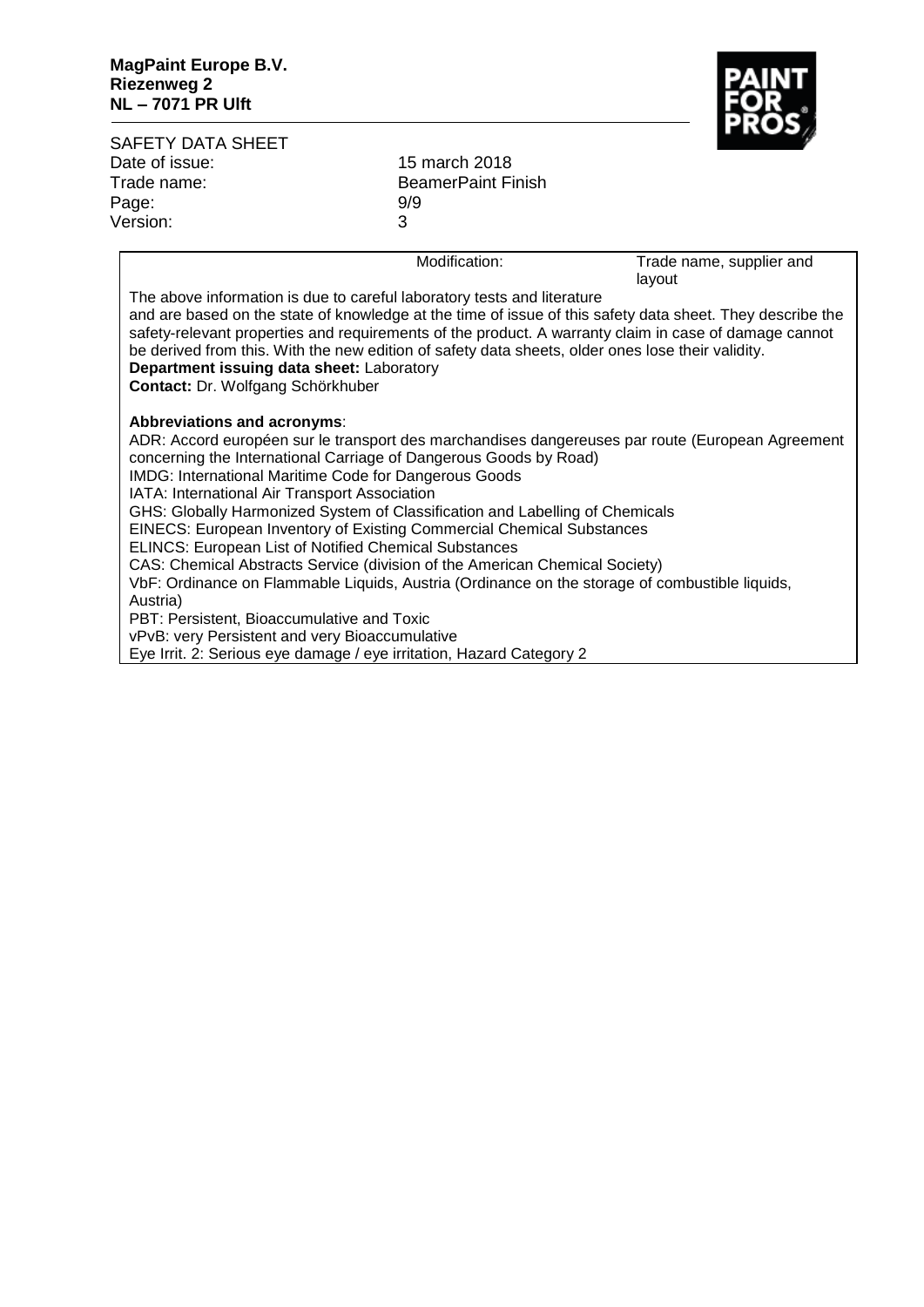Modification: Trade name, supplier and layout

The above information is due to careful laboratory tests and literature
and are based on the state of knowledge at the time of issue of this safety data sheet. They describe the safety-relevant properties and requirements of the product. A warranty claim in case of damage cannot be derived from this. With the new edition of safety data sheets, older ones lose their validity.

**Department issuing data sheet:** Laboratory
**Contact:** Dr. Wolfgang Schörkhuber

**Abbreviations and acronyms**:

ADR: Accord européen sur le transport des marchandises dangereuses par route (European Agreement concerning the International Carriage of Dangerous Goods by Road)
IMDG: International Maritime Code for Dangerous Goods
IATA: International Air Transport Association
GHS: Globally Harmonized System of Classification and Labelling of Chemicals
EINECS: European Inventory of Existing Commercial Chemical Substances
ELINCS: European List of Notified Chemical Substances
CAS: Chemical Abstracts Service (division of the American Chemical Society)
VbF: Ordinance on Flammable Liquids, Austria (Ordinance on the storage of combustible liquids, Austria)
PBT: Persistent, Bioaccumulative and Toxic
vPvB: very Persistent and very Bioaccumulative
Eye Irrit. 2: Serious eye damage / eye irritation, Hazard Category 2